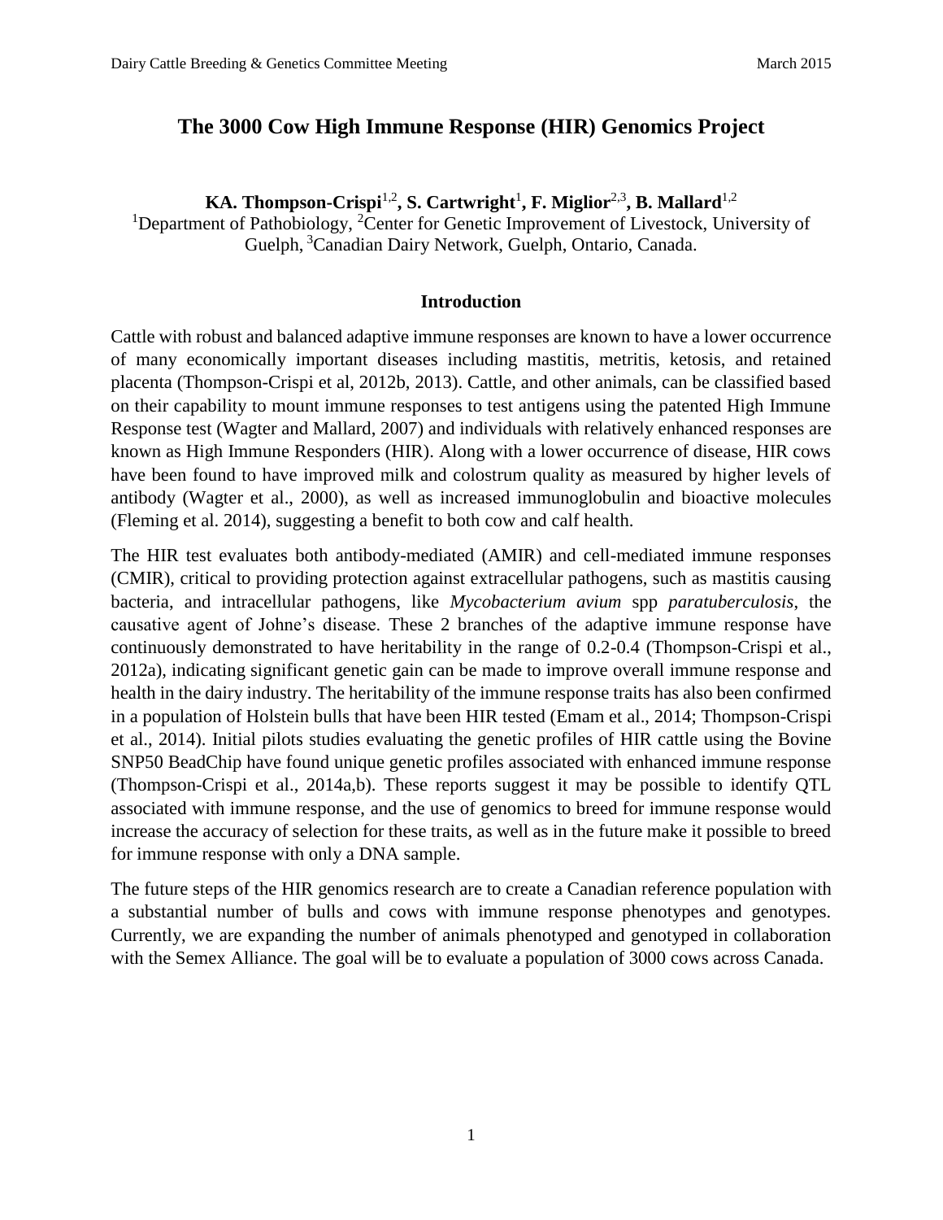# The 3000 Cow High Immune Response (HIR) Genomics Project

**KA. Thompson-Crispi[1,2], S. Cartwright[1], F. Miglior[2,3], B. Mallard[1,2]**

[1]Department of Pathobiology, [2]Center for Genetic Improvement of Livestock, University of Guelph, [3]Canadian Dairy Network, Guelph, Ontario, Canada.

## Introduction

Cattle with robust and balanced adaptive immune responses are known to have a lower occurrence of many economically important diseases including mastitis, metritis, ketosis, and retained placenta (Thompson-Crispi et al, 2012b, 2013). Cattle, and other animals, can be classified based on their capability to mount immune responses to test antigens using the patented High Immune Response test (Wagter and Mallard, 2007) and individuals with relatively enhanced responses are known as High Immune Responders (HIR). Along with a lower occurrence of disease, HIR cows have been found to have improved milk and colostrum quality as measured by higher levels of antibody (Wagter et al., 2000), as well as increased immunoglobulin and bioactive molecules (Fleming et al. 2014), suggesting a benefit to both cow and calf health.

The HIR test evaluates both antibody-mediated (AMIR) and cell-mediated immune responses (CMIR), critical to providing protection against extracellular pathogens, such as mastitis causing bacteria, and intracellular pathogens, like *Mycobacterium avium* spp *paratuberculosis*, the causative agent of Johne's disease. These 2 branches of the adaptive immune response have continuously demonstrated to have heritability in the range of 0.2-0.4 (Thompson-Crispi et al., 2012a), indicating significant genetic gain can be made to improve overall immune response and health in the dairy industry. The heritability of the immune response traits has also been confirmed in a population of Holstein bulls that have been HIR tested (Emam et al., 2014; Thompson-Crispi et al., 2014). Initial pilots studies evaluating the genetic profiles of HIR cattle using the Bovine SNP50 BeadChip have found unique genetic profiles associated with enhanced immune response (Thompson-Crispi et al., 2014a,b). These reports suggest it may be possible to identify QTL associated with immune response, and the use of genomics to breed for immune response would increase the accuracy of selection for these traits, as well as in the future make it possible to breed for immune response with only a DNA sample.

The future steps of the HIR genomics research are to create a Canadian reference population with a substantial number of bulls and cows with immune response phenotypes and genotypes. Currently, we are expanding the number of animals phenotyped and genotyped in collaboration with the Semex Alliance. The goal will be to evaluate a population of 3000 cows across Canada.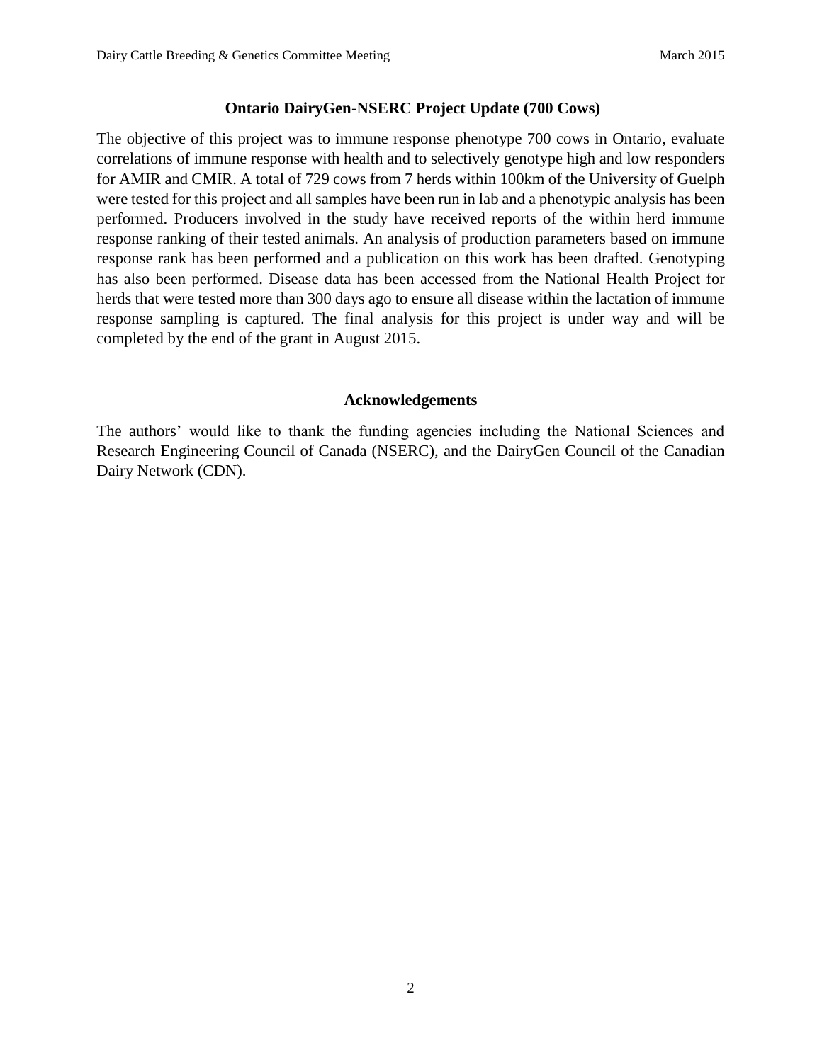## Ontario DairyGen-NSERC Project Update (700 Cows)

The objective of this project was to immune response phenotype 700 cows in Ontario, evaluate correlations of immune response with health and to selectively genotype high and low responders for AMIR and CMIR. A total of 729 cows from 7 herds within 100km of the University of Guelph were tested for this project and all samples have been run in lab and a phenotypic analysis has been performed. Producers involved in the study have received reports of the within herd immune response ranking of their tested animals. An analysis of production parameters based on immune response rank has been performed and a publication on this work has been drafted. Genotyping has also been performed. Disease data has been accessed from the National Health Project for herds that were tested more than 300 days ago to ensure all disease within the lactation of immune response sampling is captured. The final analysis for this project is under way and will be completed by the end of the grant in August 2015.

## Acknowledgements

The authors' would like to thank the funding agencies including the National Sciences and Research Engineering Council of Canada (NSERC), and the DairyGen Council of the Canadian Dairy Network (CDN).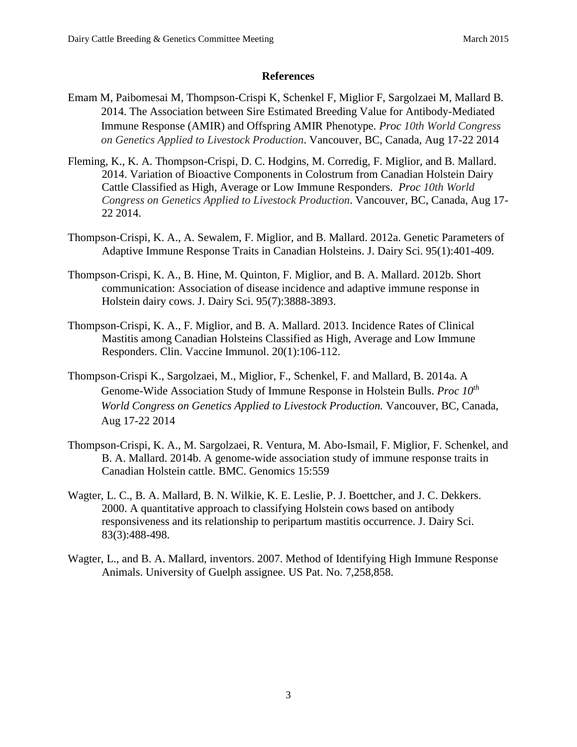## References

Emam M, Paibomesai M, Thompson-Crispi K, Schenkel F, Miglior F, Sargolzaei M, Mallard B. 2014. The Association between Sire Estimated Breeding Value for Antibody-Mediated Immune Response (AMIR) and Offspring AMIR Phenotype. *Proc 10th World Congress on Genetics Applied to Livestock Production*. Vancouver, BC, Canada, Aug 17-22 2014

Fleming, K., K. A. Thompson-Crispi, D. C. Hodgins, M. Corredig, F. Miglior, and B. Mallard. 2014. Variation of Bioactive Components in Colostrum from Canadian Holstein Dairy Cattle Classified as High, Average or Low Immune Responders. *Proc 10th World Congress on Genetics Applied to Livestock Production*. Vancouver, BC, Canada, Aug 17-22 2014.

Thompson-Crispi, K. A., A. Sewalem, F. Miglior, and B. Mallard. 2012a. Genetic Parameters of Adaptive Immune Response Traits in Canadian Holsteins. J. Dairy Sci. 95(1):401-409.

Thompson-Crispi, K. A., B. Hine, M. Quinton, F. Miglior, and B. A. Mallard. 2012b. Short communication: Association of disease incidence and adaptive immune response in Holstein dairy cows. J. Dairy Sci. 95(7):3888-3893.

Thompson-Crispi, K. A., F. Miglior, and B. A. Mallard. 2013. Incidence Rates of Clinical Mastitis among Canadian Holsteins Classified as High, Average and Low Immune Responders. Clin. Vaccine Immunol. 20(1):106-112.

Thompson-Crispi K., Sargolzaei, M., Miglior, F., Schenkel, F. and Mallard, B. 2014a. A Genome-Wide Association Study of Immune Response in Holstein Bulls. *Proc 10th World Congress on Genetics Applied to Livestock Production.* Vancouver, BC, Canada, Aug 17-22 2014

Thompson-Crispi, K. A., M. Sargolzaei, R. Ventura, M. Abo-Ismail, F. Miglior, F. Schenkel, and B. A. Mallard. 2014b. A genome-wide association study of immune response traits in Canadian Holstein cattle. BMC. Genomics 15:559

Wagter, L. C., B. A. Mallard, B. N. Wilkie, K. E. Leslie, P. J. Boettcher, and J. C. Dekkers. 2000. A quantitative approach to classifying Holstein cows based on antibody responsiveness and its relationship to peripartum mastitis occurrence. J. Dairy Sci. 83(3):488-498.

Wagter, L., and B. A. Mallard, inventors. 2007. Method of Identifying High Immune Response Animals. University of Guelph assignee. US Pat. No. 7,258,858.